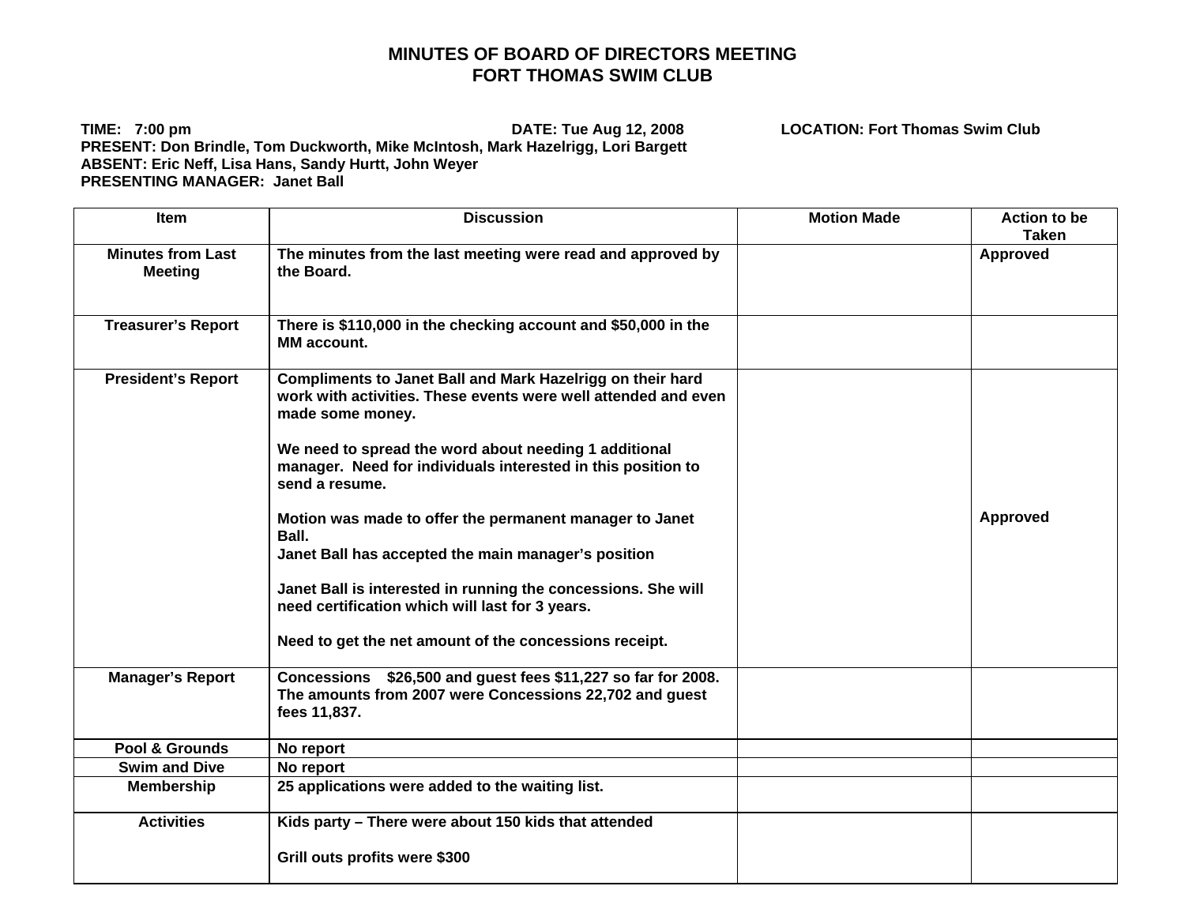# MINUTES OF BOARD OF DIRECTORS MEETING
# FORT THOMAS SWIM CLUB

**TIME: 7:00 pm** **DATE: Tue Aug 12, 2008** **LOCATION: Fort Thomas Swim Club**
**PRESENT: Don Brindle, Tom Duckworth, Mike McIntosh, Mark Hazelrigg, Lori Bargett**
**ABSENT: Eric Neff, Lisa Hans, Sandy Hurtt, John Weyer**
**PRESENTING MANAGER: Janet Ball**

| Item | Discussion | Motion Made | Action to be Taken |
|---|---|---|---|
| Minutes from Last Meeting | The minutes from the last meeting were read and approved by the Board. | | Approved |
| Treasurer's Report | There is $110,000 in the checking account and $50,000 in the MM account. | | |
| President's Report | Compliments to Janet Ball and Mark Hazelrigg on their hard work with activities. These events were well attended and even made some money.<br><br>We need to spread the word about needing 1 additional manager. Need for individuals interested in this position to send a resume.<br><br>Motion was made to offer the permanent manager to Janet Ball.<br>Janet Ball has accepted the main manager's position<br><br>Janet Ball is interested in running the concessions. She will need certification which will last for 3 years.<br><br>Need to get the net amount of the concessions receipt. | | Approved |
| Manager's Report | Concessions $26,500 and guest fees $11,227 so far for 2008. The amounts from 2007 were Concessions 22,702 and guest fees 11,837. | | |
| Pool & Grounds | No report | | |
| Swim and Dive | No report | | |
| Membership | 25 applications were added to the waiting list. | | |
| Activities | Kids party – There were about 150 kids that attended<br><br>Grill outs profits were $300 | | |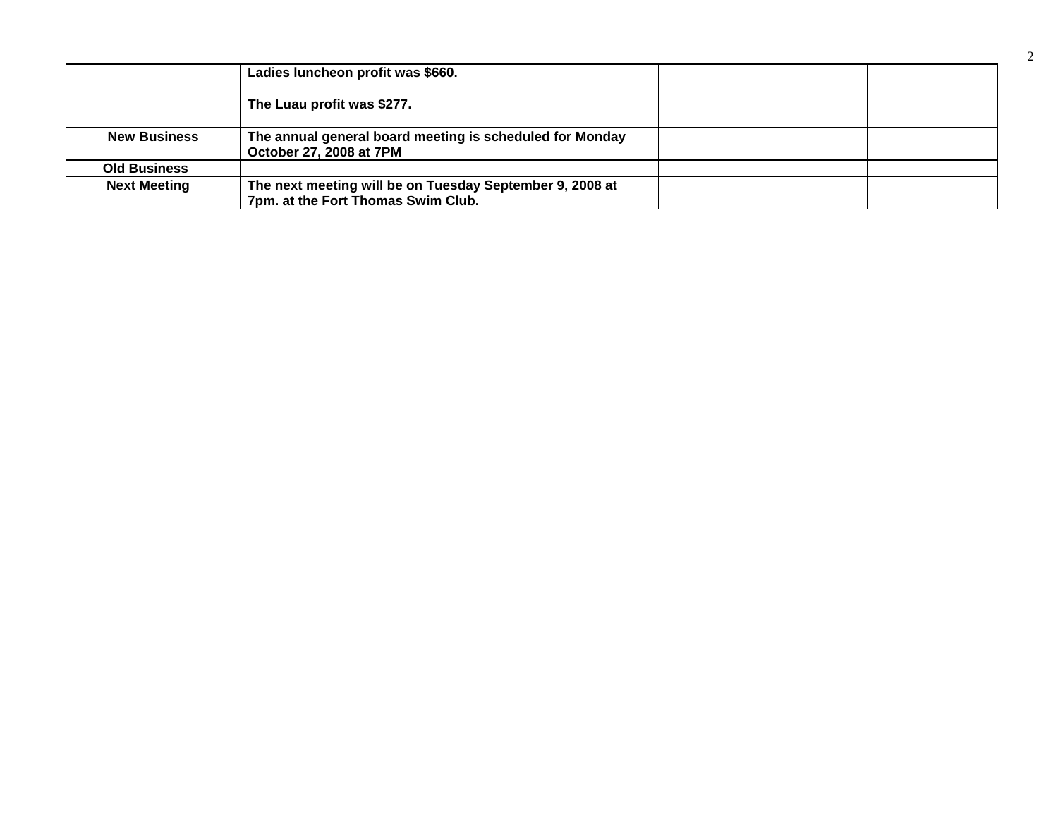| | | | |
|---|---|---|---|
| | **Ladies luncheon profit was $660.**<br><br>**The Luau profit was $277.** | | |
| **New Business** | **The annual general board meeting is scheduled for Monday October 27, 2008 at 7PM** | | |
| **Old Business** | | | |
| **Next Meeting** | **The next meeting will be on Tuesday September 9, 2008 at 7pm. at the Fort Thomas Swim Club.** | | |